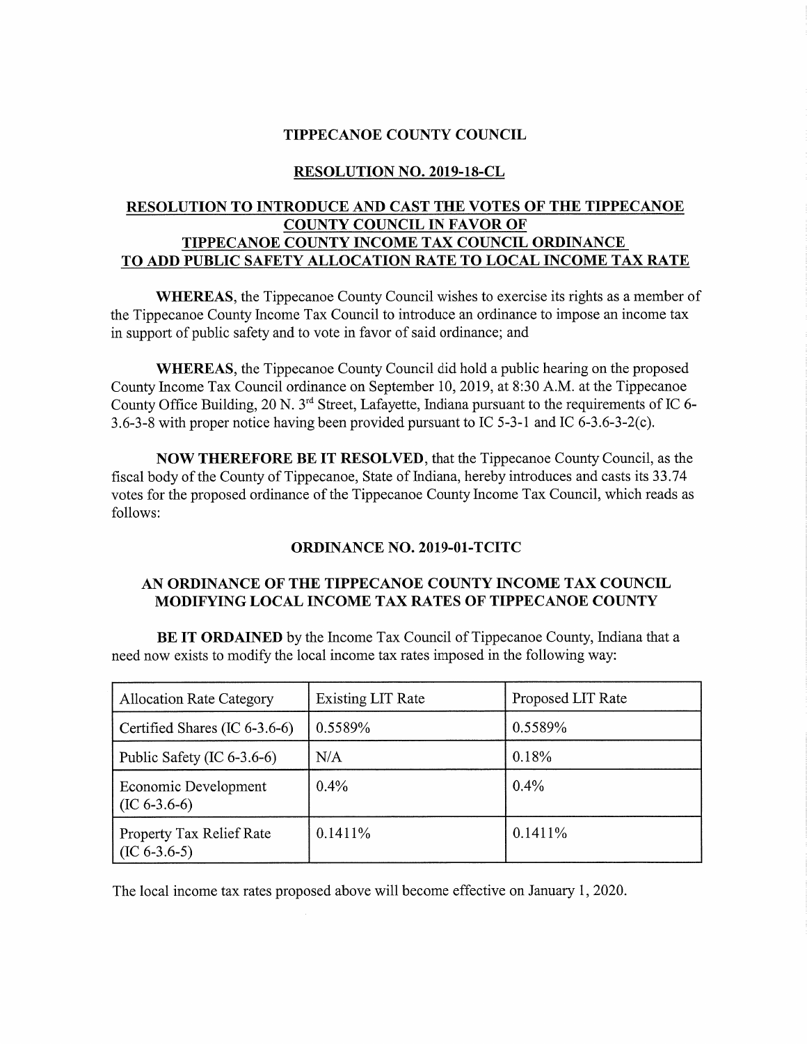# TIPPECANOE COUNTY COUNCIL

## RESOLUTION NO. 2019-18-CL

## RESOLUTION TO INTRODUCE AND CAST THE VOTES OF THE TIPPECANOE COUNTY COUNCIL IN FAVOR OF TIPPECANOE COUNTY INCOME TAX COUNCIL ORDINANCE TO ADD PUBLIC SAFETY ALLOCATION RATE TO LOCAL INCOME TAX RATE

**WHEREAS**, the Tippecanoe County Council wishes to exercise its rights as a member of the Tippecanoe County Income Tax Council to introduce an ordinance to impose an income tax in support of public safety and to vote in favor of said ordinance; and

**WHEREAS**, the Tippecanoe County Council did hold a public hearing on the proposed County Income Tax Council ordinance on September 10, 2019, at 8:30 A.M. at the Tippecanoe County Office Building, 20 N. 3rd Street, Lafayette, Indiana pursuant to the requirements of IC 6-3.6-3-8 with proper notice having been provided pursuant to IC 5-3-1 and IC 6-3.6-3-2(c).

**NOW THEREFORE BE IT RESOLVED**, that the Tippecanoe County Council, as the fiscal body of the County of Tippecanoe, State of Indiana, hereby introduces and casts its 33.74 votes for the proposed ordinance of the Tippecanoe County Income Tax Council, which reads as follows:

## ORDINANCE NO. 2019-01-TCITC

## AN ORDINANCE OF THE TIPPECANOE COUNTY INCOME TAX COUNCIL MODIFYING LOCAL INCOME TAX RATES OF TIPPECANOE COUNTY

**BE IT ORDAINED** by the Income Tax Council of Tippecanoe County, Indiana that a need now exists to modify the local income tax rates imposed in the following way:

| Allocation Rate Category | Existing LIT Rate | Proposed LIT Rate |
| --- | --- | --- |
| Certified Shares (IC 6-3.6-6) | 0.5589% | 0.5589% |
| Public Safety (IC 6-3.6-6) | N/A | 0.18% |
| Economic Development (IC 6-3.6-6) | 0.4% | 0.4% |
| Property Tax Relief Rate (IC 6-3.6-5) | 0.1411% | 0.1411% |

The local income tax rates proposed above will become effective on January 1, 2020.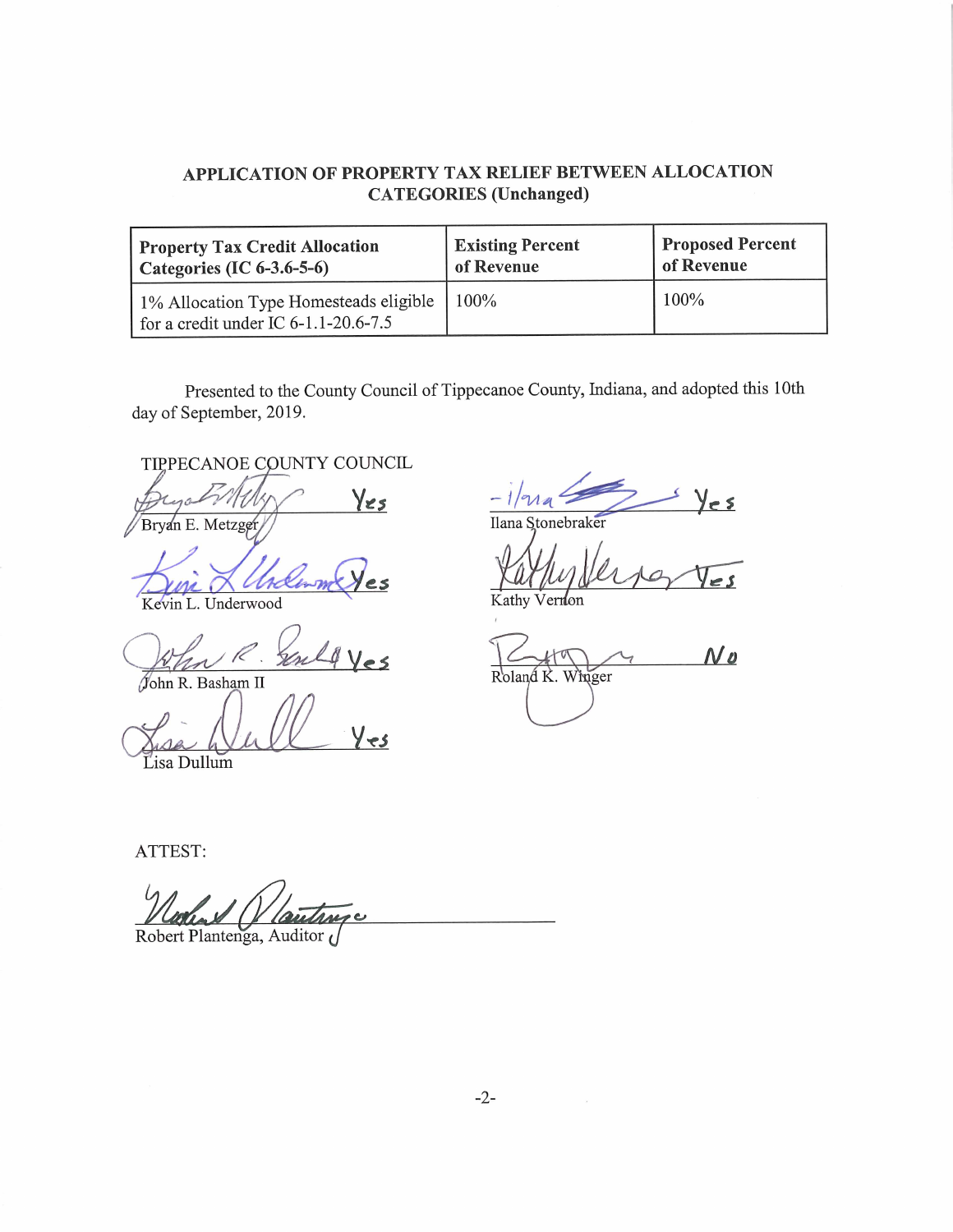## APPLICATION OF PROPERTY TAX RELIEF BETWEEN ALLOCATION CATEGORIES (Unchanged)

| Property Tax Credit Allocation Categories (IC 6-3.6-5-6) | Existing Percent of Revenue | Proposed Percent of Revenue |
|---|---|---|
| 1% Allocation Type Homesteads eligible for a credit under IC 6-1.1-20.6-7.5 | 100% | 100% |

Presented to the County Council of Tippecanoe County, Indiana, and adopted this 10th day of September, 2019.

TIPPECANOE COUNTY COUNCIL

Yes
Bryan E. Metzger

Yes
Kevin L. Underwood

Yes
John R. Basham II

Yes
Lisa Dullum

Yes
Ilana Stonebraker

Yes
Kathy Vernon

No
Roland K. Winger

ATTEST:

Robert Plantenga, Auditor